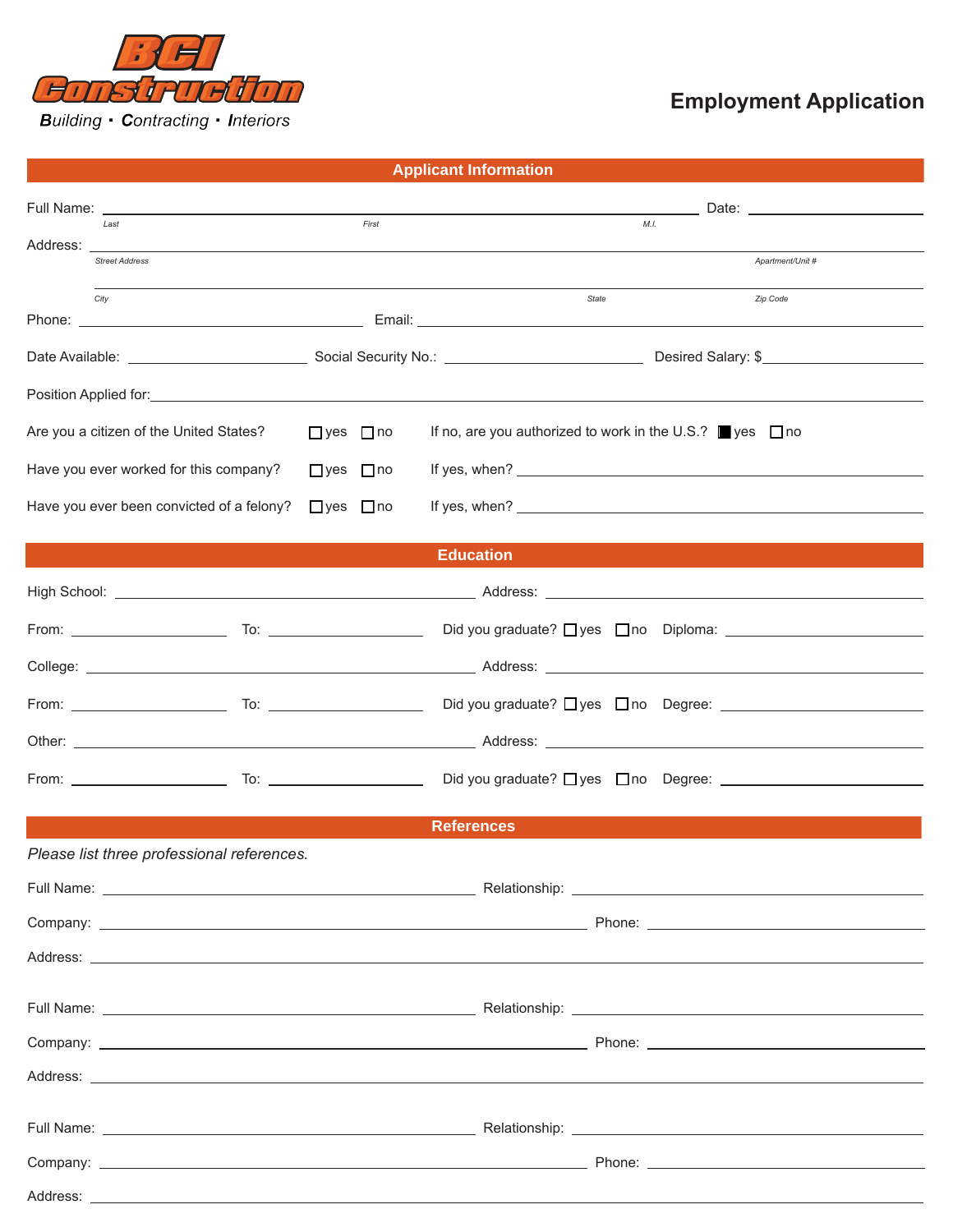**BCI Construction**
*Building · Contracting · Interiors*

# Employment Application

## Applicant Information

Full Name: ______________________________________________ Date: ______________
*Last* *First* *M.I.*

Address: ___________________________________________________________________
*Street Address* *Apartment/Unit #*

____________________________________________________________________________
*City* *State* *Zip Code*

Phone: ______________________ Email: ______________________________________

Date Available: ______________ Social Security No.: ______________ Desired Salary: $______________

Position Applied for: _______________________________________________________

Are you a citizen of the United States? ☐ yes ☐ no If no, are you authorized to work in the U.S.? ■ yes ☐ no

Have you ever worked for this company? ☐ yes ☐ no If yes, when? ______________________

Have you ever been convicted of a felony? ☐ yes ☐ no If yes, when? ______________________

## Education

High School: ____________________________ Address: ____________________________

From: ______________ To: ______________ Did you graduate? ☐ yes ☐ no Diploma: ______________

College: ____________________________ Address: ____________________________

From: ______________ To: ______________ Did you graduate? ☐ yes ☐ no Degree: ______________

Other: ____________________________ Address: ____________________________

From: ______________ To: ______________ Did you graduate? ☐ yes ☐ no Degree: ______________

## References

*Please list three professional references.*

Full Name: ____________________________ Relationship: ____________________________

Company: ____________________________ Phone: ____________________________

Address: ___________________________________________________________________

Full Name: ____________________________ Relationship: ____________________________

Company: ____________________________ Phone: ____________________________

Address: ___________________________________________________________________

Full Name: ____________________________ Relationship: ____________________________

Company: ____________________________ Phone: ____________________________

Address: ___________________________________________________________________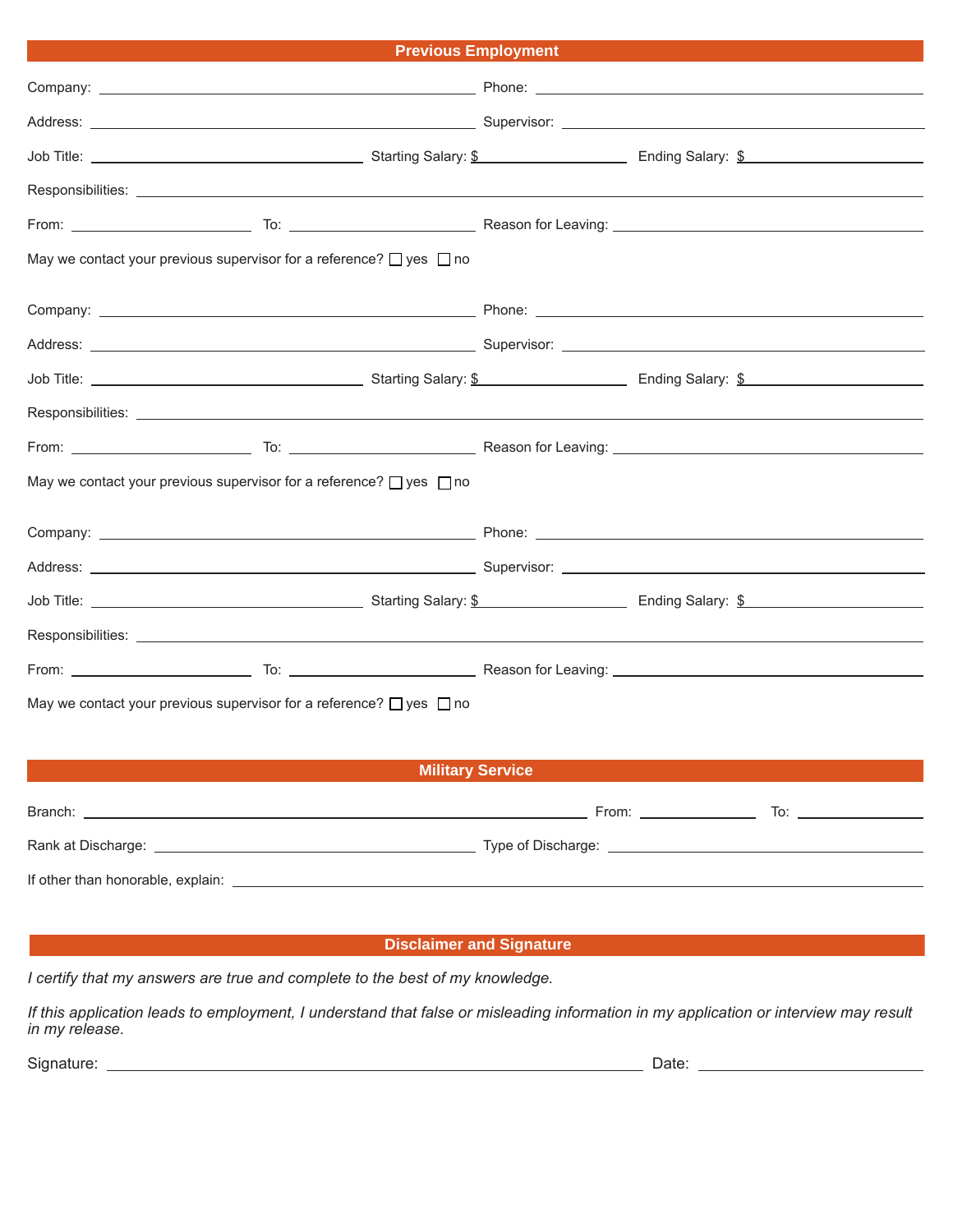## Previous Employment

Company: ______________________ Phone: ______________________

Address: ______________________ Supervisor: ______________________

Job Title: ______________ Starting Salary: $ ____________ Ending Salary: $ ____________

Responsibilities: ______________________________________________

From: ____________ To: ____________ Reason for Leaving: ______________________

May we contact your previous supervisor for a reference? ☐ yes ☐ no

Company: ______________________ Phone: ______________________

Address: ______________________ Supervisor: ______________________

Job Title: ______________ Starting Salary: $ ____________ Ending Salary: $ ____________

Responsibilities: ______________________________________________

From: ____________ To: ____________ Reason for Leaving: ______________________

May we contact your previous supervisor for a reference? ☐ yes ☐ no

Company: ______________________ Phone: ______________________

Address: ______________________ Supervisor: ______________________

Job Title: ______________ Starting Salary: $ ____________ Ending Salary: $ ____________

Responsibilities: ______________________________________________

From: ____________ To: ____________ Reason for Leaving: ______________________

May we contact your previous supervisor for a reference? ☐ yes ☐ no

## Military Service

Branch: ______________________________ From: ____________ To: ____________

Rank at Discharge: ______________________ Type of Discharge: ______________________

If other than honorable, explain: ______________________________________________

## Disclaimer and Signature

*I certify that my answers are true and complete to the best of my knowledge.*

*If this application leads to employment, I understand that false or misleading information in my application or interview may result in my release.*

Signature: ______________________________ Date: ____________